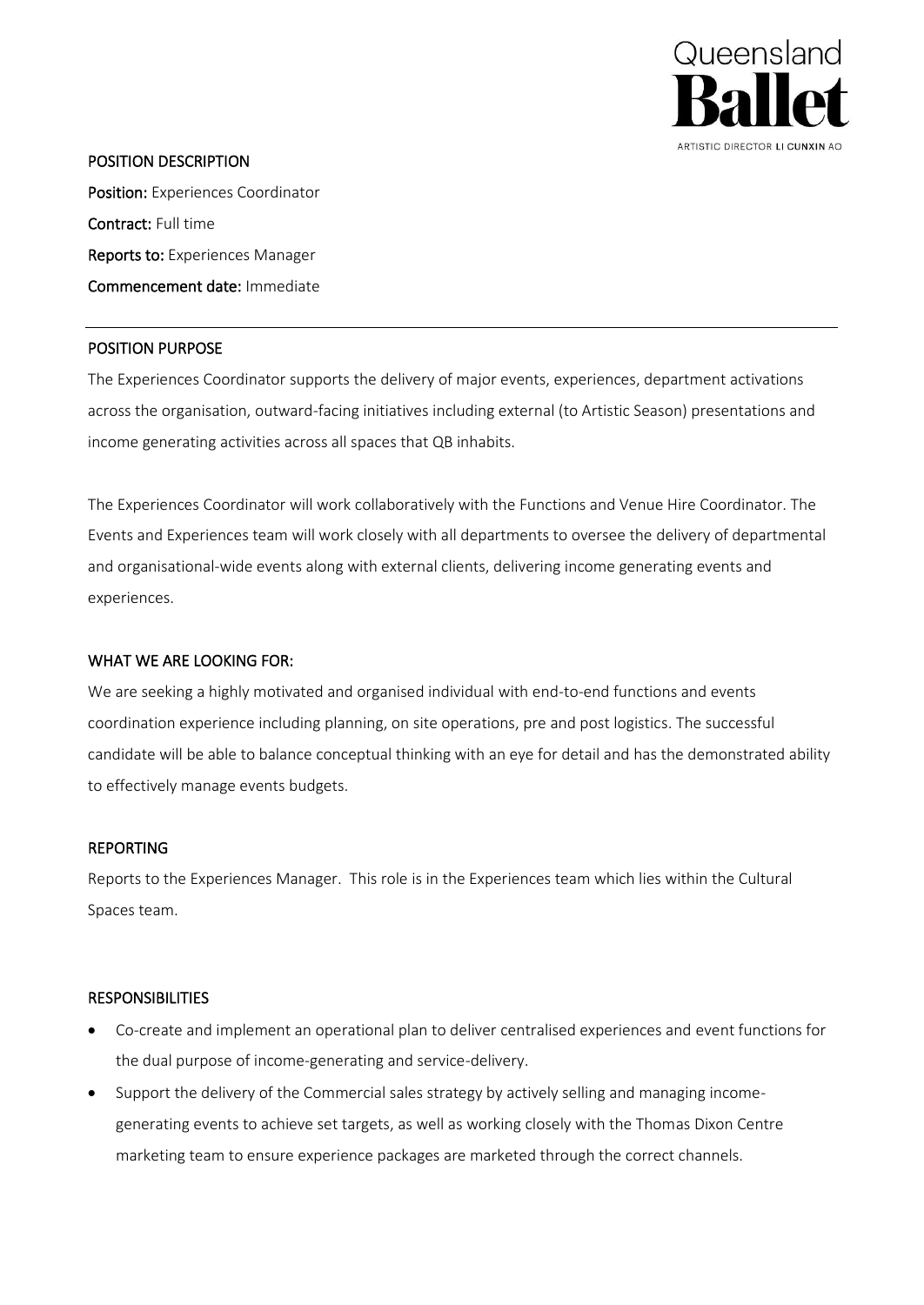Queensland **Ballet**

ARTISTIC DIRECTOR LI CUNXIN AO

## POSITION DESCRIPTION

**Position:** Experiences Coordinator

**Contract:** Full time

**Reports to:** Experiences Manager

**Commencement date:** Immediate

## POSITION PURPOSE

The Experiences Coordinator supports the delivery of major events, experiences, department activations across the organisation, outward-facing initiatives including external (to Artistic Season) presentations and income generating activities across all spaces that QB inhabits.

The Experiences Coordinator will work collaboratively with the Functions and Venue Hire Coordinator. The Events and Experiences team will work closely with all departments to oversee the delivery of departmental and organisational-wide events along with external clients, delivering income generating events and experiences.

## WHAT WE ARE LOOKING FOR:

We are seeking a highly motivated and organised individual with end-to-end functions and events coordination experience including planning, on site operations, pre and post logistics. The successful candidate will be able to balance conceptual thinking with an eye for detail and has the demonstrated ability to effectively manage events budgets.

## REPORTING

Reports to the Experiences Manager. This role is in the Experiences team which lies within the Cultural Spaces team.

## RESPONSIBILITIES

- Co-create and implement an operational plan to deliver centralised experiences and event functions for the dual purpose of income-generating and service-delivery.
- Support the delivery of the Commercial sales strategy by actively selling and managing income-generating events to achieve set targets, as well as working closely with the Thomas Dixon Centre marketing team to ensure experience packages are marketed through the correct channels.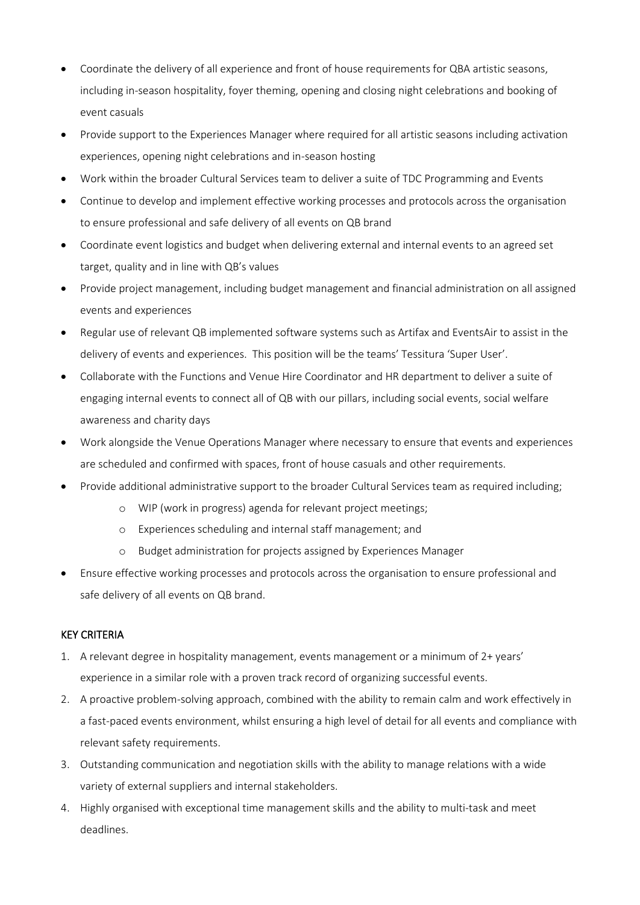- Coordinate the delivery of all experience and front of house requirements for QBA artistic seasons, including in-season hospitality, foyer theming, opening and closing night celebrations and booking of event casuals
- Provide support to the Experiences Manager where required for all artistic seasons including activation experiences, opening night celebrations and in-season hosting
- Work within the broader Cultural Services team to deliver a suite of TDC Programming and Events
- Continue to develop and implement effective working processes and protocols across the organisation to ensure professional and safe delivery of all events on QB brand
- Coordinate event logistics and budget when delivering external and internal events to an agreed set target, quality and in line with QB's values
- Provide project management, including budget management and financial administration on all assigned events and experiences
- Regular use of relevant QB implemented software systems such as Artifax and EventsAir to assist in the delivery of events and experiences. This position will be the teams' Tessitura 'Super User'.
- Collaborate with the Functions and Venue Hire Coordinator and HR department to deliver a suite of engaging internal events to connect all of QB with our pillars, including social events, social welfare awareness and charity days
- Work alongside the Venue Operations Manager where necessary to ensure that events and experiences are scheduled and confirmed with spaces, front of house casuals and other requirements.
- Provide additional administrative support to the broader Cultural Services team as required including;
    - WIP (work in progress) agenda for relevant project meetings;
    - Experiences scheduling and internal staff management; and
    - Budget administration for projects assigned by Experiences Manager
- Ensure effective working processes and protocols across the organisation to ensure professional and safe delivery of all events on QB brand.

## KEY CRITERIA

1. A relevant degree in hospitality management, events management or a minimum of 2+ years' experience in a similar role with a proven track record of organizing successful events.
2. A proactive problem-solving approach, combined with the ability to remain calm and work effectively in a fast-paced events environment, whilst ensuring a high level of detail for all events and compliance with relevant safety requirements.
3. Outstanding communication and negotiation skills with the ability to manage relations with a wide variety of external suppliers and internal stakeholders.
4. Highly organised with exceptional time management skills and the ability to multi-task and meet deadlines.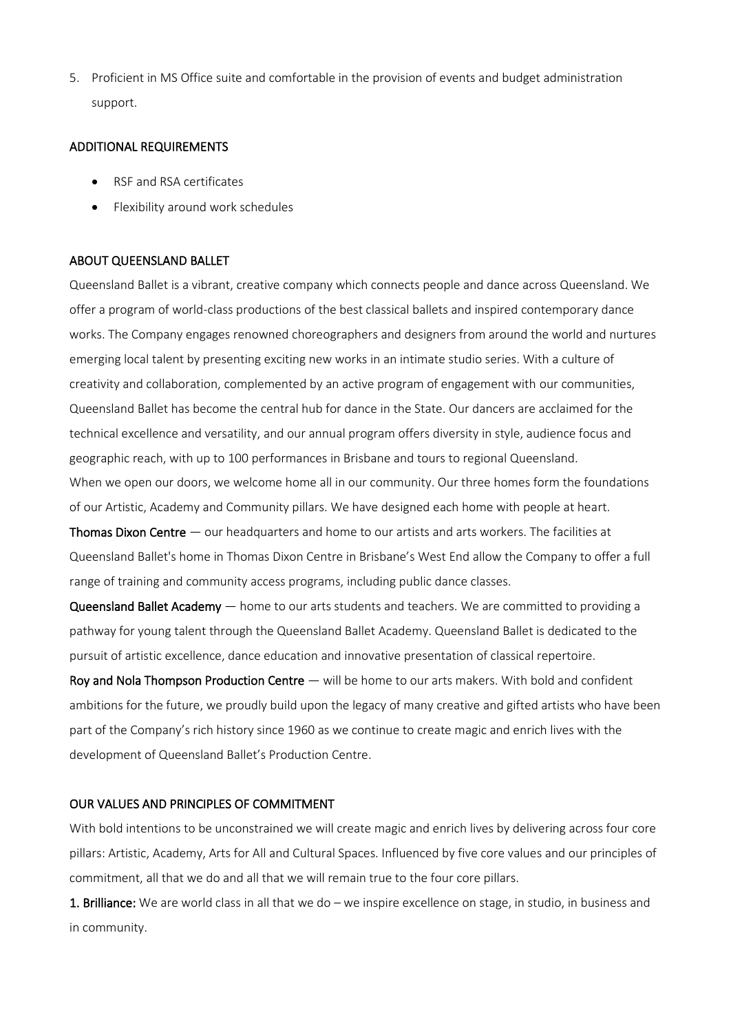5. Proficient in MS Office suite and comfortable in the provision of events and budget administration support.

## ADDITIONAL REQUIREMENTS

- RSF and RSA certificates
- Flexibility around work schedules

## ABOUT QUEENSLAND BALLET

Queensland Ballet is a vibrant, creative company which connects people and dance across Queensland. We offer a program of world-class productions of the best classical ballets and inspired contemporary dance works. The Company engages renowned choreographers and designers from around the world and nurtures emerging local talent by presenting exciting new works in an intimate studio series. With a culture of creativity and collaboration, complemented by an active program of engagement with our communities, Queensland Ballet has become the central hub for dance in the State. Our dancers are acclaimed for the technical excellence and versatility, and our annual program offers diversity in style, audience focus and geographic reach, with up to 100 performances in Brisbane and tours to regional Queensland.

When we open our doors, we welcome home all in our community. Our three homes form the foundations of our Artistic, Academy and Community pillars. We have designed each home with people at heart.

**Thomas Dixon Centre** — our headquarters and home to our artists and arts workers. The facilities at Queensland Ballet's home in Thomas Dixon Centre in Brisbane's West End allow the Company to offer a full range of training and community access programs, including public dance classes.

**Queensland Ballet Academy** — home to our arts students and teachers. We are committed to providing a pathway for young talent through the Queensland Ballet Academy. Queensland Ballet is dedicated to the pursuit of artistic excellence, dance education and innovative presentation of classical repertoire.

**Roy and Nola Thompson Production Centre** — will be home to our arts makers. With bold and confident ambitions for the future, we proudly build upon the legacy of many creative and gifted artists who have been part of the Company's rich history since 1960 as we continue to create magic and enrich lives with the development of Queensland Ballet's Production Centre.

## OUR VALUES AND PRINCIPLES OF COMMITMENT

With bold intentions to be unconstrained we will create magic and enrich lives by delivering across four core pillars: Artistic, Academy, Arts for All and Cultural Spaces. Influenced by five core values and our principles of commitment, all that we do and all that we will remain true to the four core pillars.

**1. Brilliance:** We are world class in all that we do – we inspire excellence on stage, in studio, in business and in community.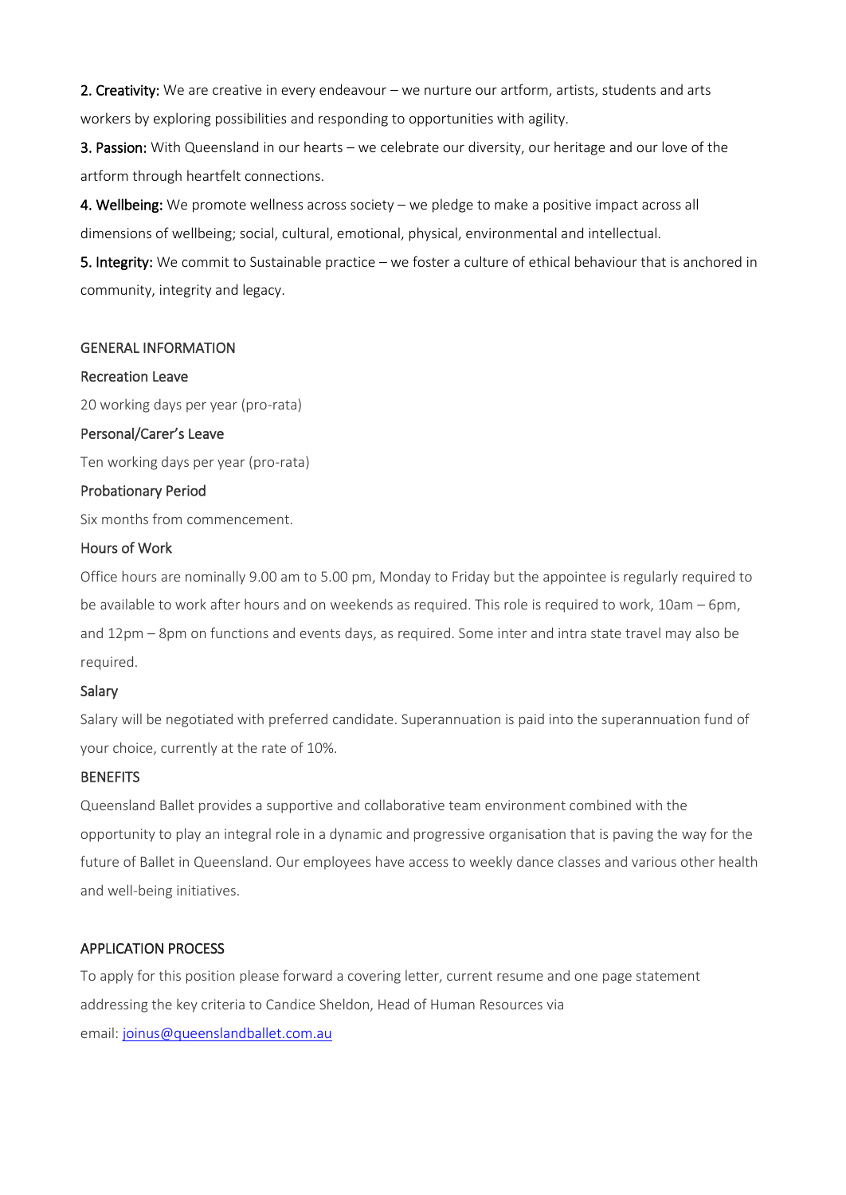**2. Creativity:** We are creative in every endeavour – we nurture our artform, artists, students and arts workers by exploring possibilities and responding to opportunities with agility.

**3. Passion:** With Queensland in our hearts – we celebrate our diversity, our heritage and our love of the artform through heartfelt connections.

**4. Wellbeing:** We promote wellness across society – we pledge to make a positive impact across all dimensions of wellbeing; social, cultural, emotional, physical, environmental and intellectual.

**5. Integrity:** We commit to Sustainable practice – we foster a culture of ethical behaviour that is anchored in community, integrity and legacy.

## GENERAL INFORMATION

### Recreation Leave

20 working days per year (pro-rata)

### Personal/Carer's Leave

Ten working days per year (pro-rata)

### Probationary Period

Six months from commencement.

### Hours of Work

Office hours are nominally 9.00 am to 5.00 pm, Monday to Friday but the appointee is regularly required to be available to work after hours and on weekends as required. This role is required to work, 10am – 6pm, and 12pm – 8pm on functions and events days, as required. Some inter and intra state travel may also be required.

### Salary

Salary will be negotiated with preferred candidate. Superannuation is paid into the superannuation fund of your choice, currently at the rate of 10%.

## BENEFITS

Queensland Ballet provides a supportive and collaborative team environment combined with the opportunity to play an integral role in a dynamic and progressive organisation that is paving the way for the future of Ballet in Queensland. Our employees have access to weekly dance classes and various other health and well-being initiatives.

## APPLICATION PROCESS

To apply for this position please forward a covering letter, current resume and one page statement addressing the key criteria to Candice Sheldon, Head of Human Resources via email: joinus@queenslandballet.com.au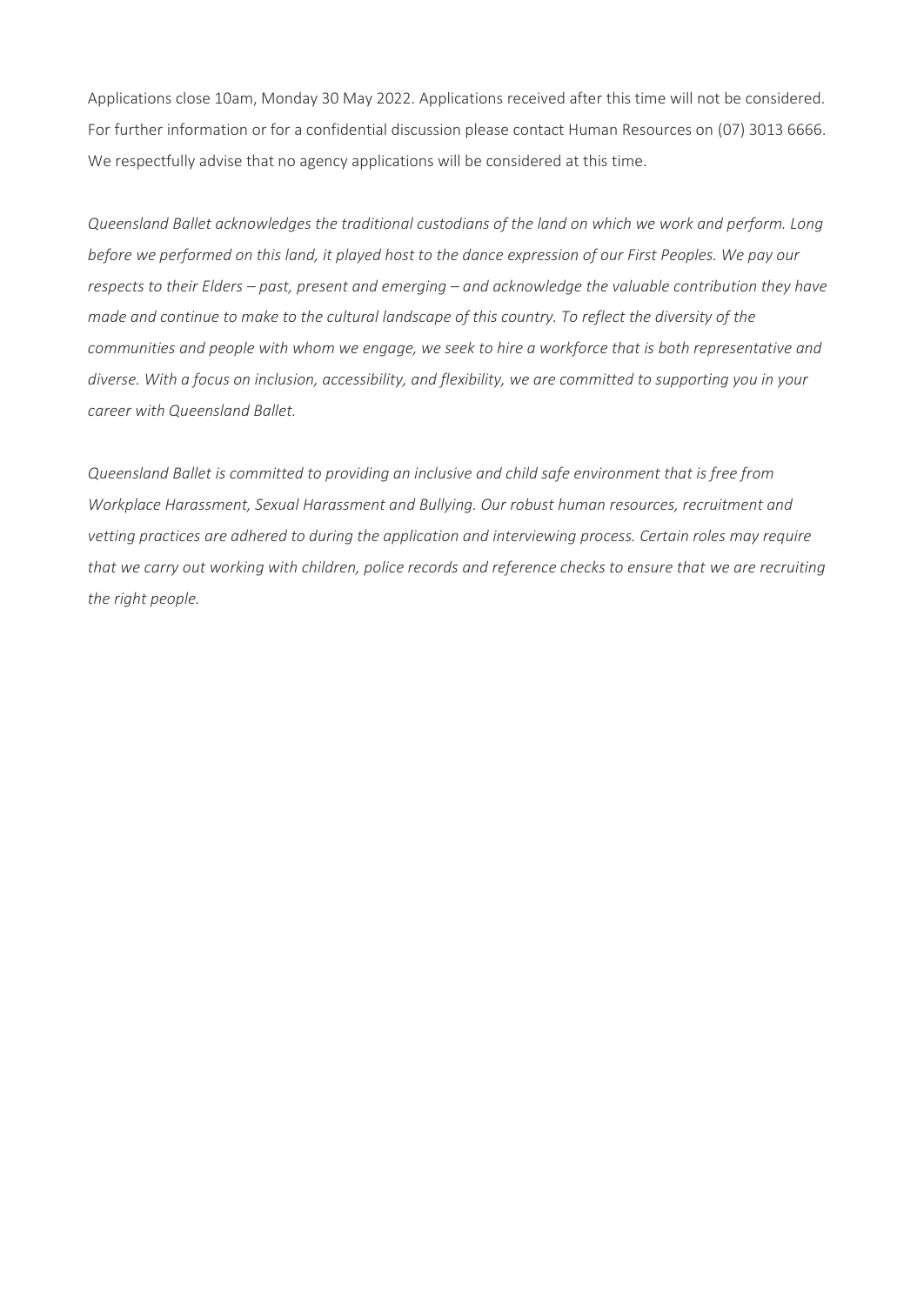Applications close 10am, Monday 30 May 2022. Applications received after this time will not be considered. For further information or for a confidential discussion please contact Human Resources on (07) 3013 6666. We respectfully advise that no agency applications will be considered at this time.

*Queensland Ballet acknowledges the traditional custodians of the land on which we work and perform. Long before we performed on this land, it played host to the dance expression of our First Peoples. We pay our respects to their Elders – past, present and emerging – and acknowledge the valuable contribution they have made and continue to make to the cultural landscape of this country. To reflect the diversity of the communities and people with whom we engage, we seek to hire a workforce that is both representative and diverse. With a focus on inclusion, accessibility, and flexibility, we are committed to supporting you in your career with Queensland Ballet.*

*Queensland Ballet is committed to providing an inclusive and child safe environment that is free from Workplace Harassment, Sexual Harassment and Bullying. Our robust human resources, recruitment and vetting practices are adhered to during the application and interviewing process. Certain roles may require that we carry out working with children, police records and reference checks to ensure that we are recruiting the right people.*